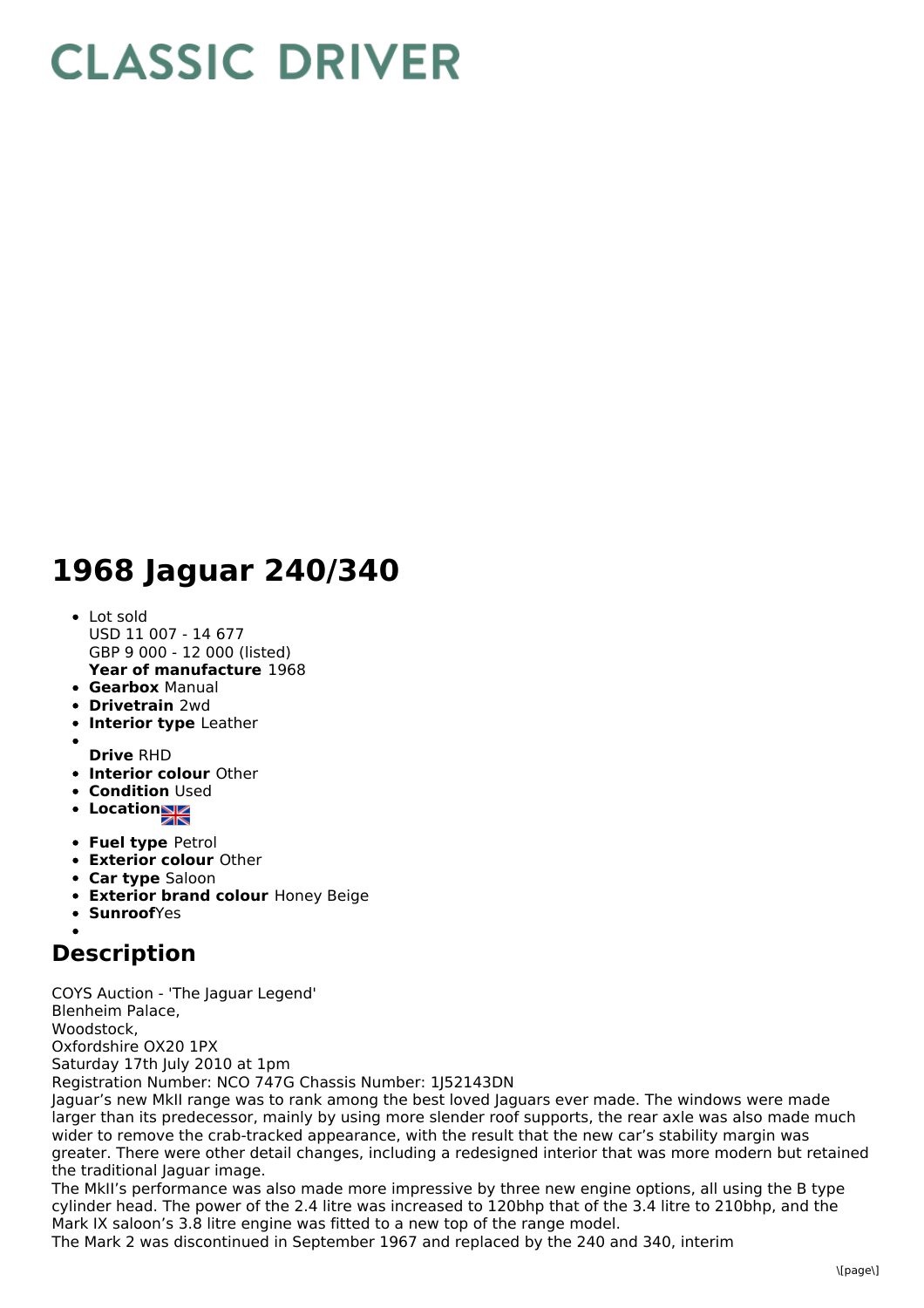# CLASSIC DRIVER

# 1968 Jaguar 240/340

- Lot sold  
  USD 11 007 - 14 677  
  GBP 9 000 - 12 000 (listed)  
  **Year of manufacture** 1968
- **Gearbox** Manual
- **Drivetrain** 2wd
- **Interior type** Leather
- **Drive** RHD
- **Interior colour** Other
- **Condition** Used
- **Location**
- **Fuel type** Petrol
- **Exterior colour** Other
- **Car type** Saloon
- **Exterior brand colour** Honey Beige
- **Sunroof**Yes

## Description

COYS Auction - 'The Jaguar Legend'  
Blenheim Palace,  
Woodstock,  
Oxfordshire OX20 1PX  
Saturday 17th July 2010 at 1pm  
Registration Number: NCO 747G Chassis Number: 1J52143DN  
Jaguar's new MkII range was to rank among the best loved Jaguars ever made. The windows were made larger than its predecessor, mainly by using more slender roof supports, the rear axle was also made much wider to remove the crab-tracked appearance, with the result that the new car's stability margin was greater. There were other detail changes, including a redesigned interior that was more modern but retained the traditional Jaguar image.  
The MkII's performance was also made more impressive by three new engine options, all using the B type cylinder head. The power of the 2.4 litre was increased to 120bhp that of the 3.4 litre to 210bhp, and the Mark IX saloon's 3.8 litre engine was fitted to a new top of the range model.  
The Mark 2 was discontinued in September 1967 and replaced by the 240 and 340, interim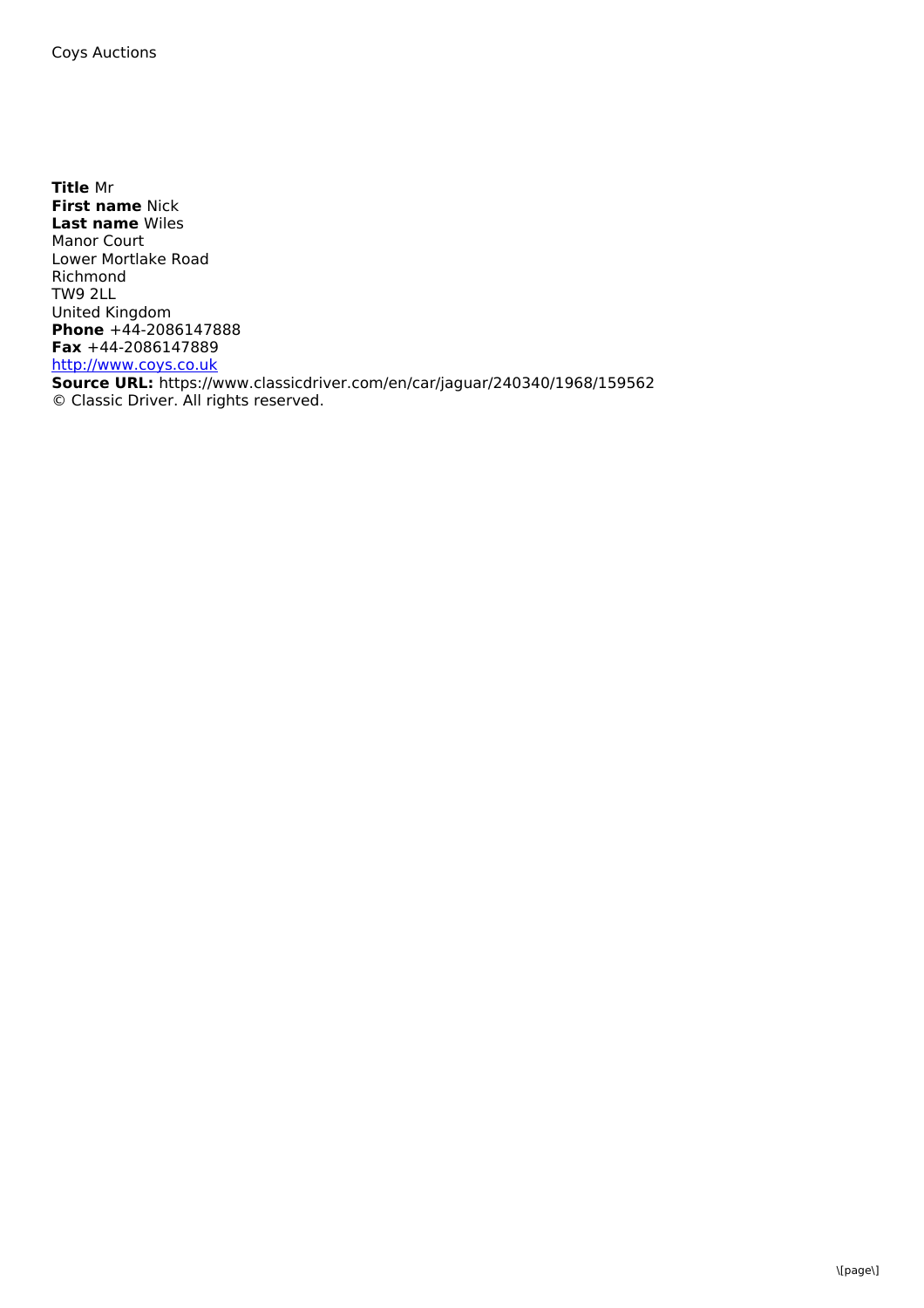Coys Auctions

**Title** Mr
**First name** Nick
**Last name** Wiles
Manor Court
Lower Mortlake Road
Richmond
TW9 2LL
United Kingdom
**Phone** +44-2086147888
**Fax** +44-2086147889
[http://www.coys.co.uk](http://www.coys.co.uk)
**Source URL:** https://www.classicdriver.com/en/car/jaguar/240340/1968/159562
© Classic Driver. All rights reserved.